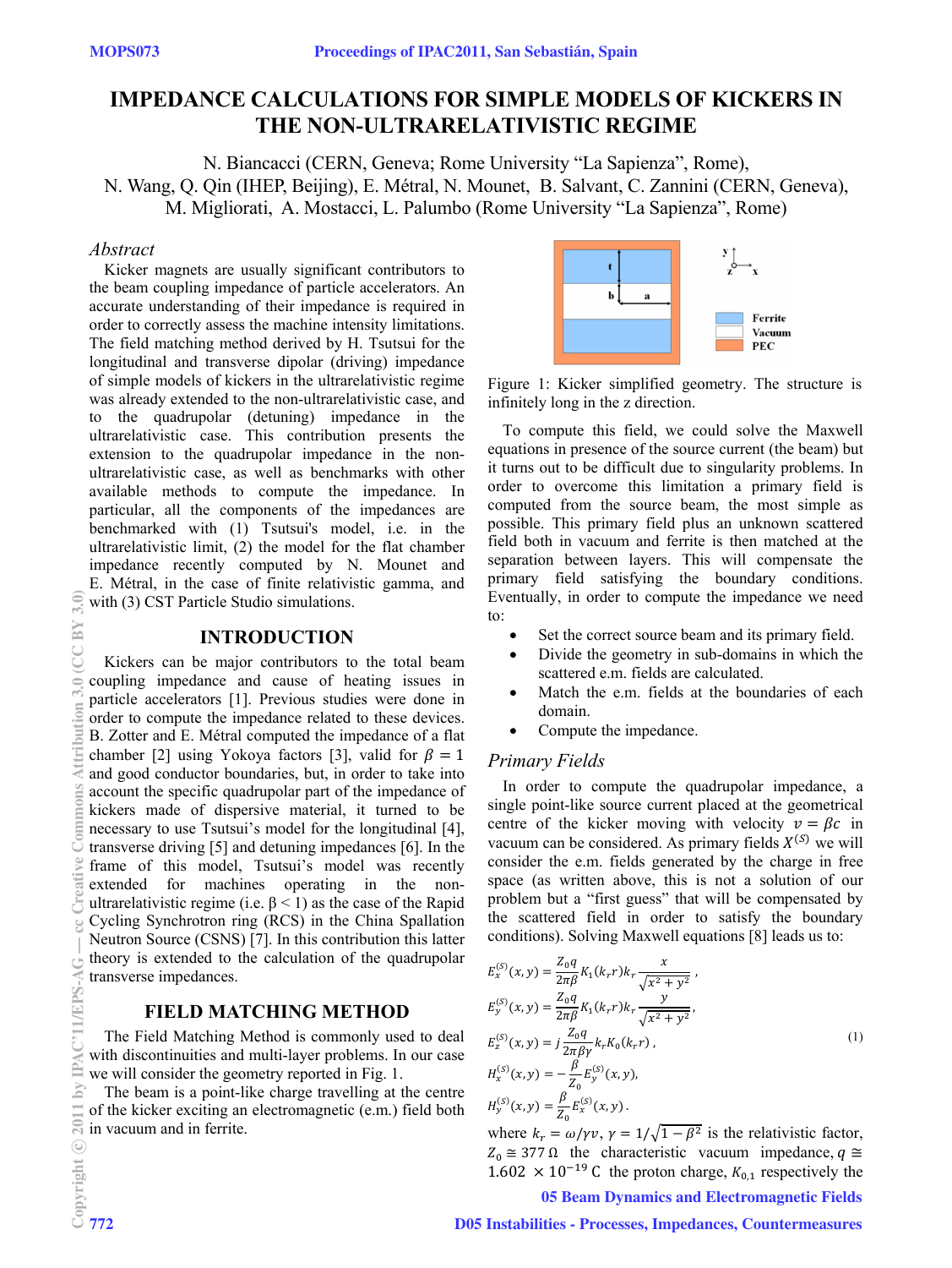# IMPEDANCE CALCULATIONS FOR SIMPLE MODELS OF KICKERS IN THE NON-ULTRARELATIVISTIC REGIME

N. Biancacci (CERN, Geneva; Rome University "La Sapienza", Rome),
N. Wang, Q. Qin (IHEP, Beijing), E. Métral, N. Mounet, B. Salvant, C. Zannini (CERN, Geneva),
M. Migliorati, A. Mostacci, L. Palumbo (Rome University "La Sapienza", Rome)

### *Abstract*

Kicker magnets are usually significant contributors to the beam coupling impedance of particle accelerators. An accurate understanding of their impedance is required in order to correctly assess the machine intensity limitations. The field matching method derived by H. Tsutsui for the longitudinal and transverse dipolar (driving) impedance of simple models of kickers in the ultrarelativistic regime was already extended to the non-ultrarelativistic case, and to the quadrupolar (detuning) impedance in the ultrarelativistic case. This contribution presents the extension to the quadrupolar impedance in the non-ultrarelativistic case, as well as benchmarks with other available methods to compute the impedance. In particular, all the components of the impedances are benchmarked with (1) Tsutsui's model, i.e. in the ultrarelativistic limit, (2) the flat chamber impedance recently computed by N. Mounet and E. Métral, in the case of finite relativistic gamma, and with (3) CST Particle Studio simulations.

## INTRODUCTION

Kickers can be major contributors to the total beam coupling impedance and cause of heating issues in particle accelerators [1]. Previous studies were done in order to compute the impedance related to these devices. B. Zotter and E. Métral computed the impedance of a flat chamber [2] using Yokoya factors [3], valid for $\beta = 1$ and good conductor boundaries, but, in order to take into account the specific quadrupolar part of the impedance of kickers made of dispersive material, it turned to be necessary to use Tsutsui's model for the longitudinal [4], transverse driving [5] and detuning impedances [6]. In the frame of this model, Tsutsui's model was recently extended for machines operating in the non-ultrarelativistic regime (i.e. $\beta < 1$) as the case of the Rapid Cycling Synchrotron ring (RCS) in the China Spallation Neutron Source (CSNS) [7]. In this contribution this latter theory is extended to the calculation of the quadrupolar transverse impedances.

## FIELD MATCHING METHOD

The Field Matching Method is commonly used to deal with discontinuities and multi-layer problems. In our case we will consider the geometry reported in Fig. 1.

The beam is a point-like charge travelling at the centre of the kicker exciting an electromagnetic (e.m.) field both in vacuum and in ferrite.

Figure 1: Kicker simplified geometry. The structure is infinitely long in the z direction.

To compute this field, we could solve the Maxwell equations in presence of the source current (the beam) but it turns out to be difficult due to singularity problems. In order to overcome this limitation a primary field is computed from the source beam, the most simple as possible. This primary field plus an unknown scattered field both in vacuum and ferrite is then matched at the separation between layers. This will compensate the primary field satisfying the boundary conditions. Eventually, in order to compute the impedance we need to:

- Set the correct source beam and its primary field.
- Divide the geometry in sub-domains in which the scattered e.m. fields are calculated.
- Match the e.m. fields at the boundaries of each domain.
- Compute the impedance.

### *Primary Fields*

In order to compute the quadrupolar impedance, a single point-like source current placed at the geometrical centre of the kicker moving with velocity $v = \beta c$ in vacuum can be considered. As primary fields $X^{(S)}$ we will consider the e.m. fields generated by the charge in free space (as written above, this is not a solution of our problem but a "first guess" that will be compensated by the scattered field in order to satisfy the boundary conditions). Solving Maxwell equations [8] leads us to:

$$
\begin{aligned}
E_x^{(S)}(x,y) &= \frac{Z_0 q}{2\pi\beta} K_1(k_r r) k_r \frac{x}{\sqrt{x^2+y^2}}\,, \\
E_y^{(S)}(x,y) &= \frac{Z_0 q}{2\pi\beta} K_1(k_r r) k_r \frac{y}{\sqrt{x^2+y^2}}\,, \\
E_z^{(S)}(x,y) &= j\frac{Z_0 q}{2\pi\beta\gamma} k_r K_0(k_r r)\,, \\
H_x^{(S)}(x,y) &= -\frac{\beta}{Z_0} E_y^{(S)}(x,y), \\
H_y^{(S)}(x,y) &= \frac{\beta}{Z_0} E_x^{(S)}(x,y)\,.
\end{aligned}
\tag{1}
$$

where $k_r = \omega/\gamma v$, $\gamma = 1/\sqrt{1-\beta^2}$ is the relativistic factor, $Z_0 \cong 377\,\Omega$ the characteristic vacuum impedance, $q \cong 1.602 \times 10^{-19}$ C the proton charge, $K_{0,1}$ respectively the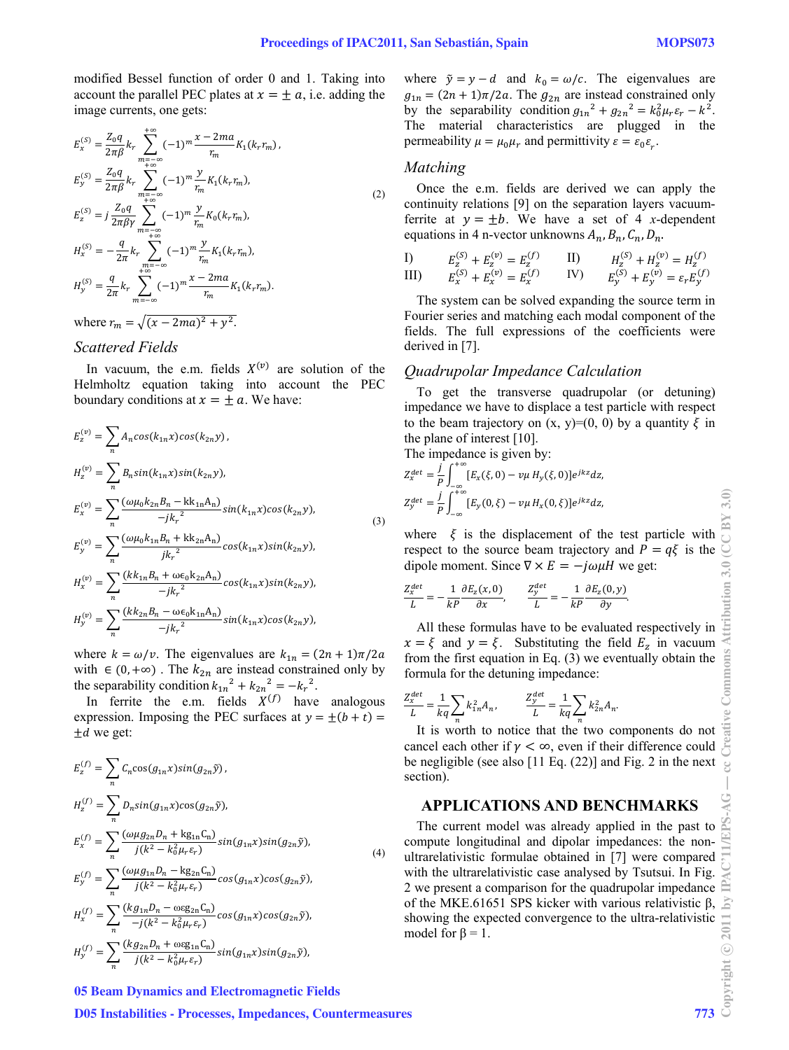modified Bessel function of order 0 and 1. Taking into account the parallel PEC plates at $x = \pm a$, i.e. adding the image currents, one gets:

$$
\begin{aligned}
E_x^{(S)} &= \frac{Z_0 q}{2\pi\beta} k_r \sum_{m=-\infty}^{+\infty} (-1)^m \frac{x-2ma}{r_m} K_1(k_r r_m), \\
E_y^{(S)} &= \frac{Z_0 q}{2\pi\beta} k_r \sum_{m=-\infty}^{+\infty} (-1)^m \frac{y}{r_m} K_1(k_r r_m), \\
E_z^{(S)} &= j\frac{Z_0 q}{2\pi\beta\gamma} \sum_{m=-\infty}^{+\infty} (-1)^m \frac{y}{r_m} K_0(k_r r_m), \\
H_x^{(S)} &= -\frac{q}{2\pi} k_r \sum_{m=-\infty}^{+\infty} (-1)^m \frac{y}{r_m} K_1(k_r r_m), \\
H_y^{(S)} &= \frac{q}{2\pi} k_r \sum_{m=-\infty}^{+\infty} (-1)^m \frac{x-2ma}{r_m} K_1(k_r r_m).
\end{aligned}
\tag{2}
$$

where $r_m = \sqrt{(x-2ma)^2 + y^2}$.

### Scattered Fields

In vacuum, the e.m. fields $X^{(v)}$ are solution of the Helmholtz equation taking into account the PEC boundary conditions at $x = \pm a$. We have:

$$
\begin{aligned}
E_z^{(v)} &= \sum_n A_n \cos(k_{1n}x)\cos(k_{2n}y), \\
H_z^{(v)} &= \sum_n B_n \sin(k_{1n}x)\sin(k_{2n}y), \\
E_x^{(v)} &= \sum_n \frac{(\omega\mu_0 k_{2n} B_n - k k_{1n} A_n)}{-jk_r^2} \sin(k_{1n}x)\cos(k_{2n}y), \\
E_y^{(v)} &= \sum_n \frac{(\omega\mu_0 k_{1n} B_n + k k_{2n} A_n)}{jk_r^2} \cos(k_{1n}x)\sin(k_{2n}y), \\
H_x^{(v)} &= \sum_n \frac{(k k_{1n} B_n + \omega\epsilon_0 k_{2n} A_n)}{-jk_r^2} \cos(k_{1n}x)\sin(k_{2n}y), \\
H_y^{(v)} &= \sum_n \frac{(k k_{2n} B_n - \omega\epsilon_0 k_{1n} A_n)}{-jk_r^2} \sin(k_{1n}x)\cos(k_{2n}y),
\end{aligned}
\tag{3}
$$

where $k = \omega/v$. The eigenvalues are $k_{1n} = (2n+1)\pi/2a$ with $\in (0, +\infty)$. The $k_{2n}$ are instead constrained only by the separability condition ${k_{1n}}^2 + {k_{2n}}^2 = -{k_r}^2$.

In ferrite the e.m. fields $X^{(f)}$ have analogous expression. Imposing the PEC surfaces at $y = \pm(b+t) = \pm d$ we get:

$$
\begin{aligned}
E_z^{(f)} &= \sum_n C_n \cos(g_{1n}x)\sin(g_{2n}\tilde{y}), \\
H_z^{(f)} &= \sum_n D_n \sin(g_{1n}x)\cos(g_{2n}\tilde{y}), \\
E_x^{(f)} &= \sum_n \frac{(\omega\mu g_{2n} D_n + k g_{1n} C_n)}{j(k^2 - k_0^2\mu_r\varepsilon_r)} \sin(g_{1n}x)\sin(g_{2n}\tilde{y}), \\
E_y^{(f)} &= \sum_n \frac{(\omega\mu g_{1n} D_n - k g_{2n} C_n)}{j(k^2 - k_0^2\mu_r\varepsilon_r)} \cos(g_{1n}x)\cos(g_{2n}\tilde{y}), \\
H_x^{(f)} &= \sum_n \frac{(k g_{1n} D_n - \omega\varepsilon g_{2n} C_n)}{-j(k^2 - k_0^2\mu_r\varepsilon_r)} \cos(g_{1n}x)\cos(g_{2n}\tilde{y}), \\
H_y^{(f)} &= \sum_n \frac{(k g_{2n} D_n + \omega\varepsilon g_{1n} C_n)}{j(k^2 - k_0^2\mu_r\varepsilon_r)} \sin(g_{1n}x)\sin(g_{2n}\tilde{y}),
\end{aligned}
\tag{4}
$$

where $\tilde{y} = y - d$ and $k_0 = \omega/c$. The eigenvalues are $g_{1n} = (2n+1)\pi/2a$. The $g_{2n}$ are instead constrained only by the separability condition ${g_{1n}}^2 + {g_{2n}}^2 = k_0^2\mu_r\varepsilon_r - k^2$. The material characteristics are plugged in the permeability $\mu = \mu_0\mu_r$ and permittivity $\varepsilon = \varepsilon_0\varepsilon_r$.

### Matching

Once the e.m. fields are derived we can apply the continuity relations [9] on the separation layers vacuum-ferrite at $y = \pm b$. We have a set of 4 $x$-dependent equations in 4 n-vector unknowns $A_n, B_n, C_n, D_n$.

$$
\begin{aligned}
&\text{I)} \quad E_z^{(S)} + E_z^{(v)} = E_z^{(f)} \qquad &&\text{II)} \quad H_z^{(S)} + H_z^{(v)} = H_z^{(f)} \\
&\text{III)} \quad E_x^{(S)} + E_x^{(v)} = E_x^{(f)} \qquad &&\text{IV)} \quad E_y^{(S)} + E_y^{(v)} = \varepsilon_r E_y^{(f)}
\end{aligned}
$$

The system can be solved expanding the source term in Fourier series and matching each modal component of the fields. The full expressions of the coefficients were derived in [7].

### Quadrupolar Impedance Calculation

To get the transverse quadrupolar (or detuning) impedance we have to displace a test particle with respect to the beam trajectory on (x, y)=(0, 0) by a quantity $\xi$ in the plane of interest [10].

The impedance is given by:

$$
Z_x^{det} = \frac{j}{P}\int_{-\infty}^{+\infty} [E_x(\xi, 0) - v\mu H_y(\xi, 0)] e^{jkz} dz,
$$

$$
Z_y^{det} = \frac{j}{P}\int_{-\infty}^{+\infty} [E_y(0, \xi) - v\mu H_x(0, \xi)] e^{jkz} dz,
$$

where $\xi$ is the displacement of the test particle with respect to the source beam trajectory and $P = q\xi$ is the dipole moment. Since $\nabla \times E = -j\omega\mu H$ we get:

$$
\frac{Z_x^{det}}{L} = -\frac{1}{kP}\frac{\partial E_z(x,0)}{\partial x}, \qquad \frac{Z_y^{det}}{L} = -\frac{1}{kP}\frac{\partial E_z(0,y)}{\partial y}.
$$

All these formulas have to be evaluated respectively in $x = \xi$ and $y = \xi$. Substituting the field $E_z$ in vacuum from the first equation in Eq. (3) we eventually obtain the formula for the detuning impedance:

$$
\frac{Z_x^{det}}{L} = \frac{1}{kq}\sum_n k_{1n}^2 A_n, \qquad \frac{Z_y^{det}}{L} = \frac{1}{kq}\sum_n k_{2n}^2 A_n.
$$

It is worth to notice that the two components do not cancel each other if $\gamma < \infty$, even if their difference could be negligible (see also [11 Eq. (22)] and Fig. 2 in the next section).

## APPLICATIONS AND BENCHMARKS

The current model was already applied in the past to compute longitudinal and dipolar impedances: the non-ultrarelativistic formulae obtained in [7] were compared with the ultrarelativistic case analysed by Tsutsui. In Fig. 2 we present a comparison for the quadrupolar impedance of the MKE.61651 SPS kicker with various relativistic β, showing the expected convergence to the ultra-relativistic model for β = 1.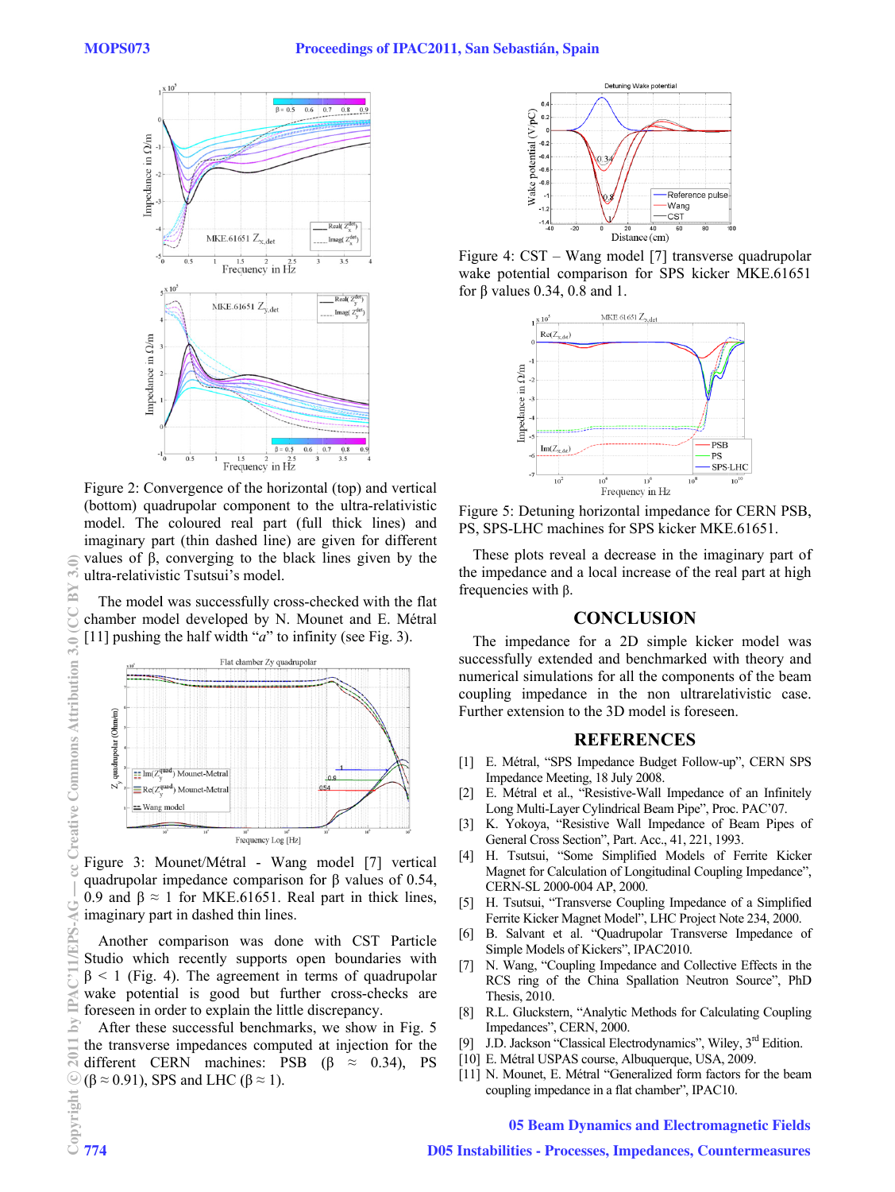x 10^5

β = 0.5 0.6 0.7 0.8 0.9

Impedance in Ω/m

MKE.61651 $Z_{x,det}$

Real($Z_x^{det}$)

Imag($Z_x^{det}$)

Frecuency in Hz

x 10^5

MKE.61651 $Z_{y,det}$

Real($Z_y^{det}$)

Imag($Z_y^{det}$)

Impedance in Ω/m

β = 0.5 0.6 0.7 0.8 0.9

Frecuency in Hz

Figure 2: Convergence of the horizontal (top) and vertical (bottom) quadrupolar component to the ultra-relativistic model. The coloured real part (full thick lines) and imaginary part (thin dashed line) are given for different values of β, converging to the black lines given by the ultra-relativistic Tsutsui's model.

The model was successfully cross-checked with the flat chamber model developed by N. Mounet and E. Métral [11] pushing the half width "$a$" to infinity (see Fig. 3).

Flat chamber Zy quadrupolar

$Z_y$ quadrupolar (Ohm/m)

Im($Z_y^{quad}$) Mounet-Metral

Re($Z_y^{quad}$) Mounet-Metral

Wang model

1

0.9

054

Frequency Log [Hz]

Figure 3: Mounet/Métral - Wang model [7] vertical quadrupolar impedance comparison for β values of 0.54, 0.9 and β ≈ 1 for MKE.61651. Real part in thick lines, imaginary part in dashed thin lines.

Another comparison was done with CST Particle Studio which recently supports open boundaries with β < 1 (Fig. 4). The agreement in terms of quadrupolar wake potential is good but further cross-checks are foreseen in order to explain the little discrepancy.

After these successful benchmarks, we show in Fig. 5 the transverse impedances computed at injection for the different CERN machines: PSB (β ≈ 0.34), PS (β ≈ 0.91), SPS and LHC (β ≈ 1).

Detuning Wake potential

Wake potential (V/pC)

0.34

0.8

1

Reference pulse

Wang

CST

Distance (cm)

Figure 4: CST – Wang model [7] transverse quadrupolar wake potential comparison for SPS kicker MKE.61651 for β values 0.34, 0.8 and 1.

MKE 61651 $Z_{x,det}$

x 10^5

Re($Z_{x,det}$)

Impedance in Ω/m

Im($Z_{x,det}$)

PSB

PS

SPS-LHC

Frequency in Hz

Figure 5: Detuning horizontal impedance for CERN PSB, PS, SPS-LHC machines for SPS kicker MKE.61651.

These plots reveal a decrease in the imaginary part of the impedance and a local increase of the real part at high frequencies with β.

## CONCLUSION

The impedance for a 2D simple kicker model was successfully extended and benchmarked with theory and numerical simulations for all the components of the beam coupling impedance in the non ultrarelativistic case. Further extension to the 3D model is foreseen.

## REFERENCES

[1] E. Métral, "SPS Impedance Budget Follow-up", CERN SPS Impedance Meeting, 18 July 2008.

[2] E. Métral et al., "Resistive-Wall Impedance of an Infinitely Long Multi-Layer Cylindrical Beam Pipe", Proc. PAC'07.

[3] K. Yokoya, "Resistive Wall Impedance of Beam Pipes of General Cross Section", Part. Acc., 41, 221, 1993.

[4] H. Tsutsui, "Some Simplified Models of Ferrite Kicker Magnet for Calculation of Longitudinal Coupling Impedance", CERN-SL 2000-004 AP, 2000.

[5] H. Tsutsui, "Transverse Coupling Impedance of a Simplified Ferrite Kicker Magnet Model", LHC Project Note 234, 2000.

[6] B. Salvant et al. "Quadrupolar Transverse Impedance of Simple Models of Kickers", IPAC2010.

[7] N. Wang, "Coupling Impedance and Collective Effects in the RCS ring of the China Spallation Neutron Source", PhD Thesis, 2010.

[8] R.L. Gluckstern, "Analytic Methods for Calculating Coupling Impedances", CERN, 2000.

[9] J.D. Jackson "Classical Electrodynamics", Wiley, 3rd Edition.

[10] E. Métral USPAS course, Albuquerque, USA, 2009.

[11] N. Mounet, E. Métral "Generalized form factors for the beam coupling impedance in a flat chamber", IPAC10.